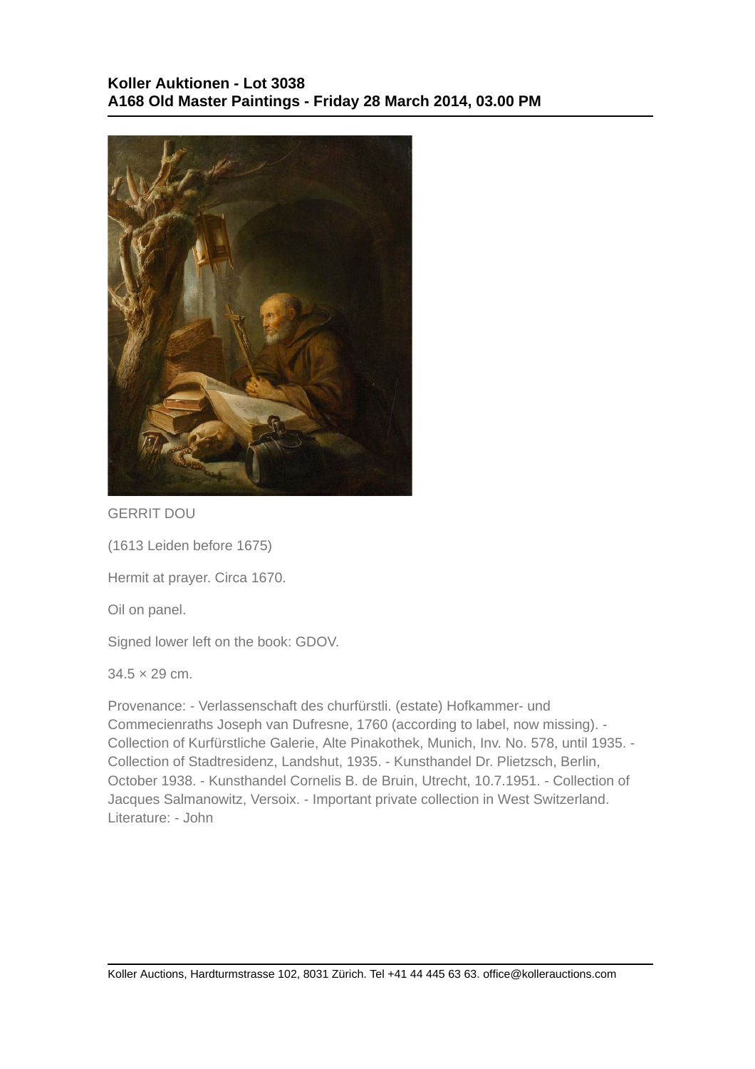**Koller Auktionen - Lot 3038**
**A168 Old Master Paintings - Friday 28 March 2014, 03.00 PM**

GERRIT DOU

(1613 Leiden before 1675)

Hermit at prayer. Circa 1670.

Oil on panel.

Signed lower left on the book: GDOV.

34.5 × 29 cm.

Provenance: - Verlassenschaft des churfürstli. (estate) Hofkammer- und Commecienraths Joseph van Dufresne, 1760 (according to label, now missing). - Collection of Kurfürstliche Galerie, Alte Pinakothek, Munich, Inv. No. 578, until 1935. - Collection of Stadtresidenz, Landshut, 1935. - Kunsthandel Dr. Plietzsch, Berlin, October 1938. - Kunsthandel Cornelis B. de Bruin, Utrecht, 10.7.1951. - Collection of Jacques Salmanowitz, Versoix. - Important private collection in West Switzerland. Literature: - John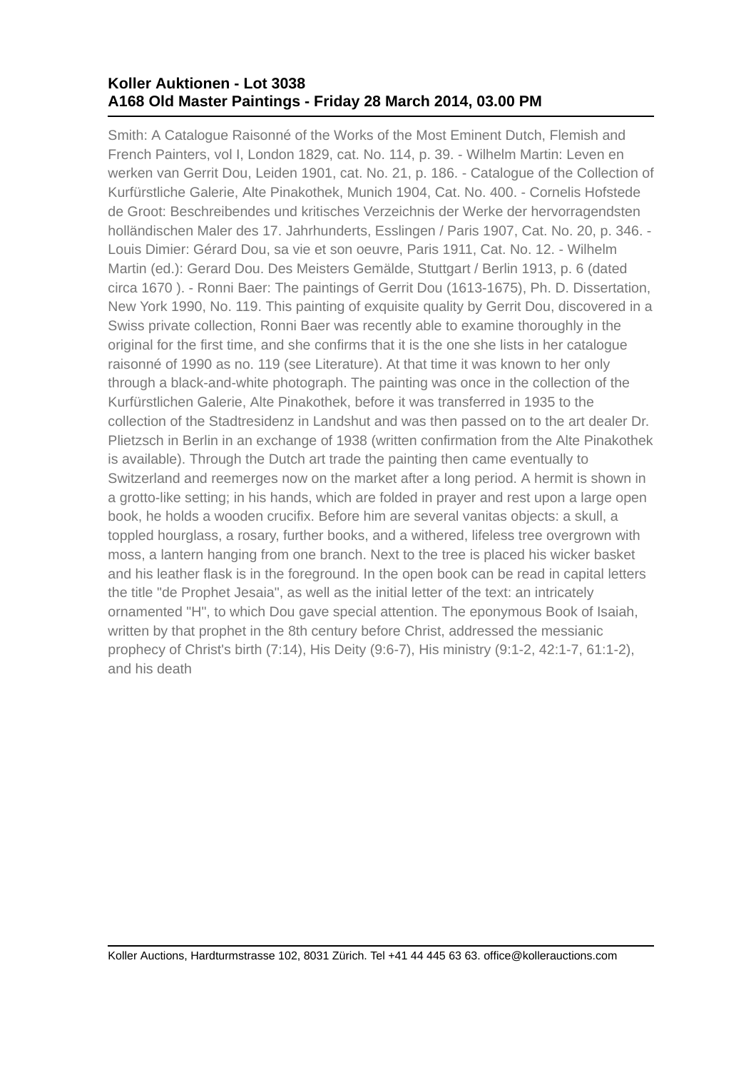Smith: A Catalogue Raisonné of the Works of the Most Eminent Dutch, Flemish and French Painters, vol I, London 1829, cat. No. 114, p. 39. - Wilhelm Martin: Leven en werken van Gerrit Dou, Leiden 1901, cat. No. 21, p. 186. - Catalogue of the Collection of Kurfürstliche Galerie, Alte Pinakothek, Munich 1904, Cat. No. 400. - Cornelis Hofstede de Groot: Beschreibendes und kritisches Verzeichnis der Werke der hervorragendsten holländischen Maler des 17. Jahrhunderts, Esslingen / Paris 1907, Cat. No. 20, p. 346. - Louis Dimier: Gérard Dou, sa vie et son oeuvre, Paris 1911, Cat. No. 12. - Wilhelm Martin (ed.): Gerard Dou. Des Meisters Gemälde, Stuttgart / Berlin 1913, p. 6 (dated circa 1670 ). - Ronni Baer: The paintings of Gerrit Dou (1613-1675), Ph. D. Dissertation, New York 1990, No. 119. This painting of exquisite quality by Gerrit Dou, discovered in a Swiss private collection, Ronni Baer was recently able to examine thoroughly in the original for the first time, and she confirms that it is the one she lists in her catalogue raisonné of 1990 as no. 119 (see Literature). At that time it was known to her only through a black-and-white photograph. The painting was once in the collection of the Kurfürstlichen Galerie, Alte Pinakothek, before it was transferred in 1935 to the collection of the Stadtresidenz in Landshut and was then passed on to the art dealer Dr. Plietzsch in Berlin in an exchange of 1938 (written confirmation from the Alte Pinakothek is available). Through the Dutch art trade the painting then came eventually to Switzerland and reemerges now on the market after a long period. A hermit is shown in a grotto-like setting; in his hands, which are folded in prayer and rest upon a large open book, he holds a wooden crucifix. Before him are several vanitas objects: a skull, a toppled hourglass, a rosary, further books, and a withered, lifeless tree overgrown with moss, a lantern hanging from one branch. Next to the tree is placed his wicker basket and his leather flask is in the foreground. In the open book can be read in capital letters the title "de Prophet Jesaia", as well as the initial letter of the text: an intricately ornamented "H", to which Dou gave special attention. The eponymous Book of Isaiah, written by that prophet in the 8th century before Christ, addressed the messianic prophecy of Christ's birth (7:14), His Deity (9:6-7), His ministry (9:1-2, 42:1-7, 61:1-2), and his death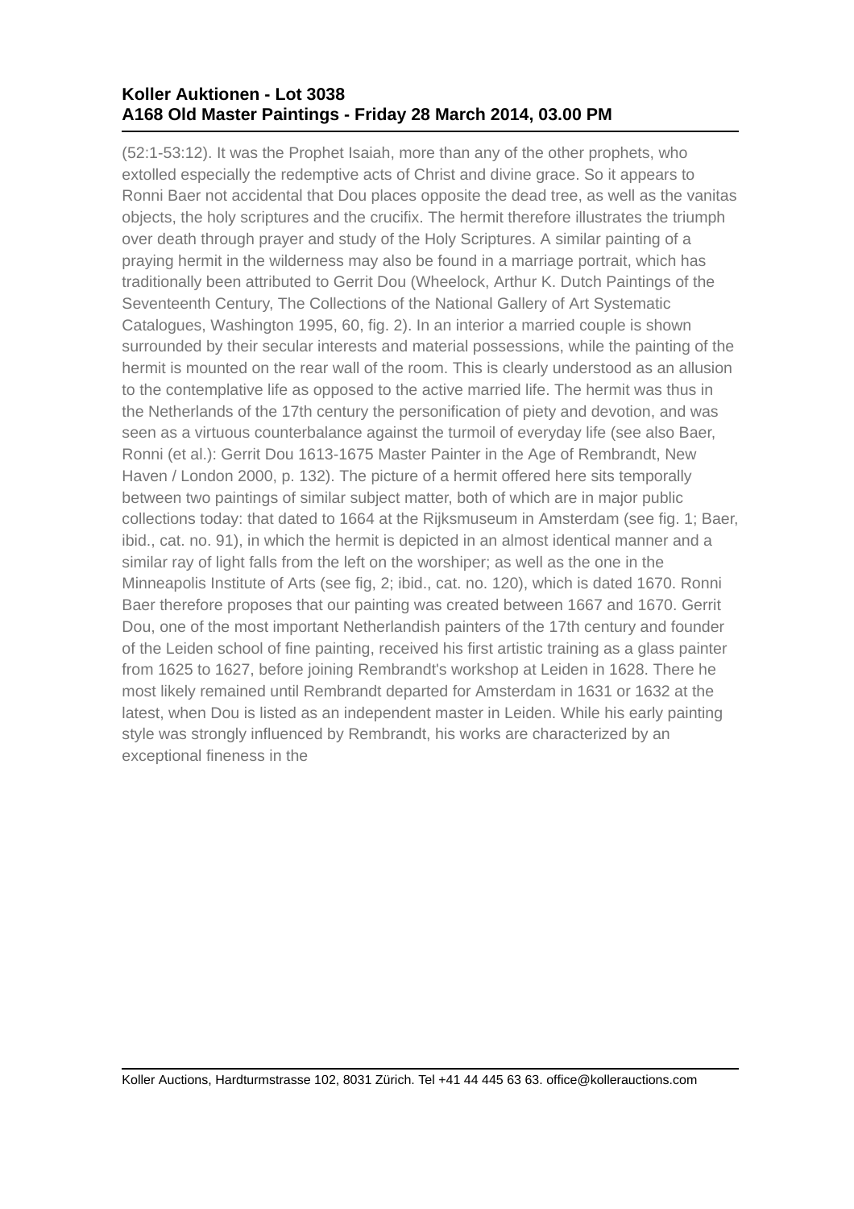(52:1-53:12). It was the Prophet Isaiah, more than any of the other prophets, who extolled especially the redemptive acts of Christ and divine grace. So it appears to Ronni Baer not accidental that Dou places opposite the dead tree, as well as the vanitas objects, the holy scriptures and the crucifix. The hermit therefore illustrates the triumph over death through prayer and study of the Holy Scriptures. A similar painting of a praying hermit in the wilderness may also be found in a marriage portrait, which has traditionally been attributed to Gerrit Dou (Wheelock, Arthur K. Dutch Paintings of the Seventeenth Century, The Collections of the National Gallery of Art Systematic Catalogues, Washington 1995, 60, fig. 2). In an interior a married couple is shown surrounded by their secular interests and material possessions, while the painting of the hermit is mounted on the rear wall of the room. This is clearly understood as an allusion to the contemplative life as opposed to the active married life. The hermit was thus in the Netherlands of the 17th century the personification of piety and devotion, and was seen as a virtuous counterbalance against the turmoil of everyday life (see also Baer, Ronni (et al.): Gerrit Dou 1613-1675 Master Painter in the Age of Rembrandt, New Haven / London 2000, p. 132). The picture of a hermit offered here sits temporally between two paintings of similar subject matter, both of which are in major public collections today: that dated to 1664 at the Rijksmuseum in Amsterdam (see fig. 1; Baer, ibid., cat. no. 91), in which the hermit is depicted in an almost identical manner and a similar ray of light falls from the left on the worshiper; as well as the one in the Minneapolis Institute of Arts (see fig, 2; ibid., cat. no. 120), which is dated 1670. Ronni Baer therefore proposes that our painting was created between 1667 and 1670. Gerrit Dou, one of the most important Netherlandish painters of the 17th century and founder of the Leiden school of fine painting, received his first artistic training as a glass painter from 1625 to 1627, before joining Rembrandt's workshop at Leiden in 1628. There he most likely remained until Rembrandt departed for Amsterdam in 1631 or 1632 at the latest, when Dou is listed as an independent master in Leiden. While his early painting style was strongly influenced by Rembrandt, his works are characterized by an exceptional fineness in the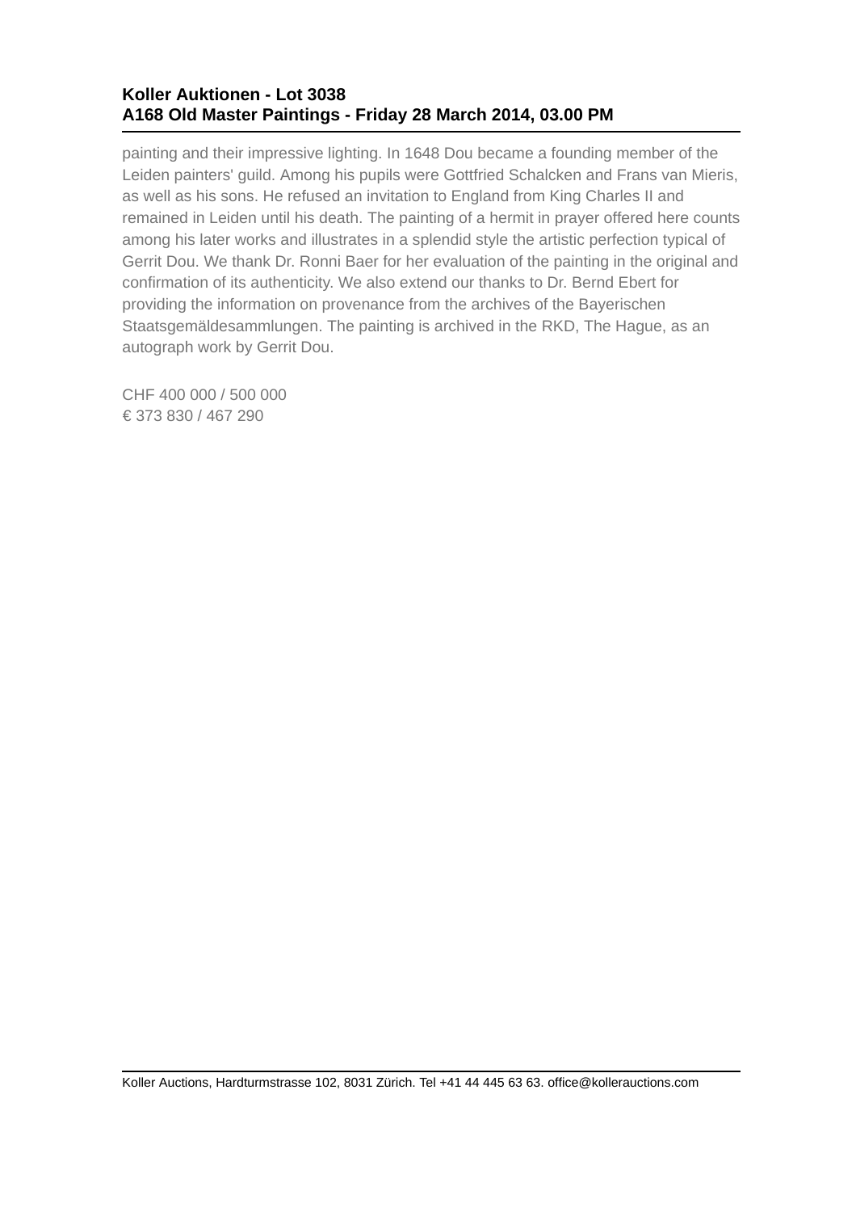painting and their impressive lighting. In 1648 Dou became a founding member of the Leiden painters' guild. Among his pupils were Gottfried Schalcken and Frans van Mieris, as well as his sons. He refused an invitation to England from King Charles II and remained in Leiden until his death. The painting of a hermit in prayer offered here counts among his later works and illustrates in a splendid style the artistic perfection typical of Gerrit Dou. We thank Dr. Ronni Baer for her evaluation of the painting in the original and confirmation of its authenticity. We also extend our thanks to Dr. Bernd Ebert for providing the information on provenance from the archives of the Bayerischen Staatsgemäldesammlungen. The painting is archived in the RKD, The Hague, as an autograph work by Gerrit Dou.

CHF 400 000 / 500 000
€ 373 830 / 467 290